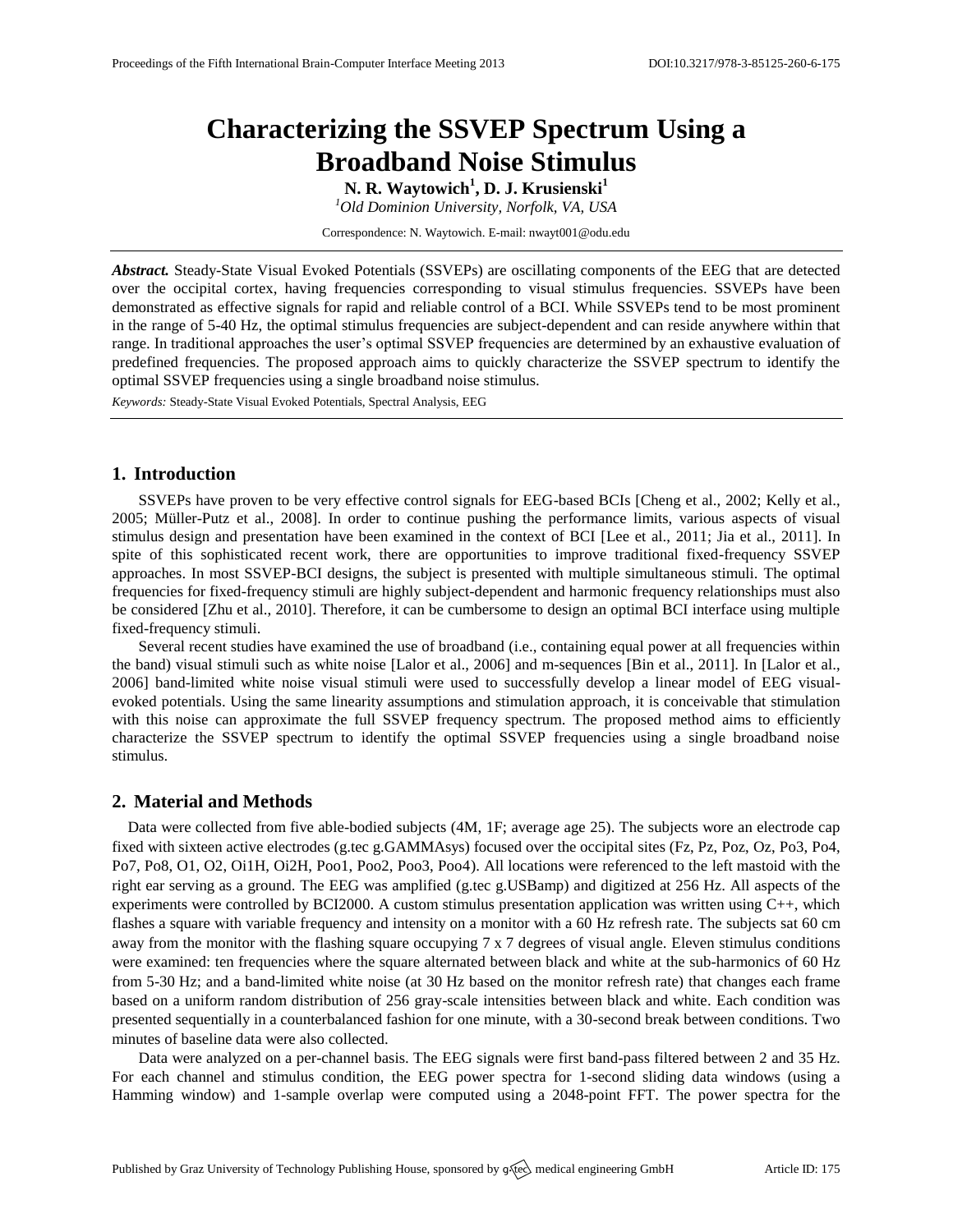# Characterizing the SSVEP Spectrum Using a Broadband Noise Stimulus

**N. R. Waytowich[1], D. J. Krusienski[1]**

[1]*Old Dominion University, Norfolk, VA, USA*

Correspondence: N. Waytowich. E-mail: nwayt001@odu.edu

***Abstract.*** Steady-State Visual Evoked Potentials (SSVEPs) are oscillating components of the EEG that are detected over the occipital cortex, having frequencies corresponding to visual stimulus frequencies. SSVEPs have been demonstrated as effective signals for rapid and reliable control of a BCI. While SSVEPs tend to be most prominent in the range of 5-40 Hz, the optimal stimulus frequencies are subject-dependent and can reside anywhere within that range. In traditional approaches the user's optimal SSVEP frequencies are determined by an exhaustive evaluation of predefined frequencies. The proposed approach aims to quickly characterize the SSVEP spectrum to identify the optimal SSVEP frequencies using a single broadband noise stimulus.

*Keywords:* Steady-State Visual Evoked Potentials, Spectral Analysis, EEG

## 1. Introduction

SSVEPs have proven to be very effective control signals for EEG-based BCIs [Cheng et al., 2002; Kelly et al., 2005; Müller-Putz et al., 2008]. In order to continue pushing the performance limits, various aspects of visual stimulus design and presentation have been examined in the context of BCI [Lee et al., 2011; Jia et al., 2011]. In spite of this sophisticated recent work, there are opportunities to improve traditional fixed-frequency SSVEP approaches. In most SSVEP-BCI designs, the subject is presented with multiple simultaneous stimuli. The optimal frequencies for fixed-frequency stimuli are highly subject-dependent and harmonic frequency relationships must also be considered [Zhu et al., 2010]. Therefore, it can be cumbersome to design an optimal BCI interface using multiple fixed-frequency stimuli.

Several recent studies have examined the use of broadband (i.e., containing equal power at all frequencies within the band) visual stimuli such as white noise [Lalor et al., 2006] and m-sequences [Bin et al., 2011]. In [Lalor et al., 2006] band-limited white noise visual stimuli were used to successfully develop a linear model of EEG visual-evoked potentials. Using the same linearity assumptions and stimulation approach, it is conceivable that stimulation with this noise can approximate the full SSVEP frequency spectrum. The proposed method aims to efficiently characterize the SSVEP spectrum to identify the optimal SSVEP frequencies using a single broadband noise stimulus.

## 2. Material and Methods

Data were collected from five able-bodied subjects (4M, 1F; average age 25). The subjects wore an electrode cap fixed with sixteen active electrodes (g.tec g.GAMMAsys) focused over the occipital sites (Fz, Pz, Poz, Oz, Po3, Po4, Po7, Po8, O1, O2, Oi1H, Oi2H, Poo1, Poo2, Poo3, Poo4). All locations were referenced to the left mastoid with the right ear serving as a ground. The EEG was amplified (g.tec g.USBamp) and digitized at 256 Hz. All aspects of the experiments were controlled by BCI2000. A custom stimulus presentation application was written using C++, which flashes a square with variable frequency and intensity on a monitor with a 60 Hz refresh rate. The subjects sat 60 cm away from the monitor with the flashing square occupying 7 x 7 degrees of visual angle. Eleven stimulus conditions were examined: ten frequencies where the square alternated between black and white at the sub-harmonics of 60 Hz from 5-30 Hz; and a band-limited white noise (at 30 Hz based on the monitor refresh rate) that changes each frame based on a uniform random distribution of 256 gray-scale intensities between black and white. Each condition was presented sequentially in a counterbalanced fashion for one minute, with a 30-second break between conditions. Two minutes of baseline data were also collected.

Data were analyzed on a per-channel basis. The EEG signals were first band-pass filtered between 2 and 35 Hz. For each channel and stimulus condition, the EEG power spectra for 1-second sliding data windows (using a Hamming window) and 1-sample overlap were computed using a 2048-point FFT. The power spectra for the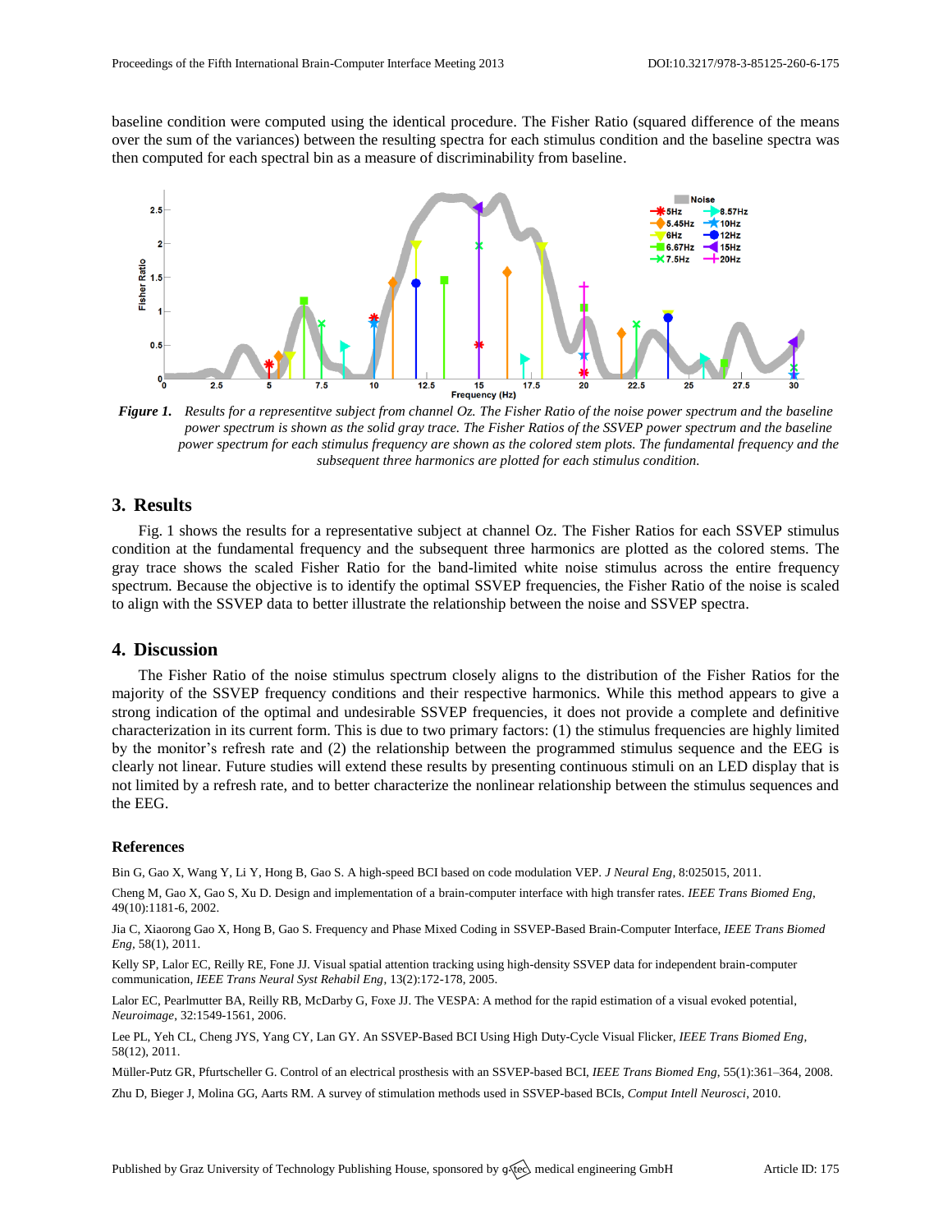baseline condition were computed using the identical procedure. The Fisher Ratio (squared difference of the means over the sum of the variances) between the resulting spectra for each stimulus condition and the baseline spectra was then computed for each spectral bin as a measure of discriminability from baseline.

Noise
5Hz
5.45Hz
6Hz
6.67Hz
7.5Hz
8.57Hz
10Hz
12Hz
15Hz
20Hz

Fisher Ratio

0
0.5
1
1.5
2
2.5

Frequency (Hz)

0
2.5
5
7.5
10
12.5
15
17.5
20
22.5
25
27.5
30

***Figure 1.*** *Results for a representive subject from channel Oz. The Fisher Ratio of the noise power spectrum and the baseline power spectrum is shown as the solid gray trace. The Fisher Ratios of the SSVEP power spectrum and the baseline power spectrum for each stimulus frequency are shown as the colored stem plots. The fundamental frequency and the subsequent three harmonics are plotted for each stimulus condition.*

## 3. Results

Fig. 1 shows the results for a representative subject at channel Oz. The Fisher Ratios for each SSVEP stimulus condition at the fundamental frequency and the subsequent three harmonics are plotted as the colored stems. The gray trace shows the scaled Fisher Ratio for the band-limited white noise stimulus across the entire frequency spectrum. Because the objective is to identify the optimal SSVEP frequencies, the Fisher Ratio of the noise is scaled to align with the SSVEP data to better illustrate the relationship between the noise and SSVEP spectra.

## 4. Discussion

The Fisher Ratio of the noise stimulus spectrum closely aligns to the distribution of the Fisher Ratios for the majority of the SSVEP frequency conditions and their respective harmonics. While this method appears to give a strong indication of the optimal and undesirable SSVEP frequencies, it does not provide a complete and definitive characterization in its current form. This is due to two primary factors: (1) the stimulus frequencies are highly limited by the monitor's refresh rate and (2) the relationship between the programmed stimulus sequence and the EEG is clearly not linear. Future studies will extend these results by presenting continuous stimuli on an LED display that is not limited by a refresh rate, and to better characterize the nonlinear relationship between the stimulus sequences and the EEG.

### References

Bin G, Gao X, Wang Y, Li Y, Hong B, Gao S. A high-speed BCI based on code modulation VEP. *J Neural Eng*, 8:025015, 2011.

Cheng M, Gao X, Gao S, Xu D. Design and implementation of a brain-computer interface with high transfer rates. *IEEE Trans Biomed Eng*, 49(10):1181-6, 2002.

Jia C, Xiaorong Gao X, Hong B, Gao S. Frequency and Phase Mixed Coding in SSVEP-Based Brain-Computer Interface, *IEEE Trans Biomed Eng*, 58(1), 2011.

Kelly SP, Lalor EC, Reilly RE, Fone JJ. Visual spatial attention tracking using high-density SSVEP data for independent brain-computer communication, *IEEE Trans Neural Syst Rehabil Eng*, 13(2):172-178, 2005.

Lalor EC, Pearlmutter BA, Reilly RB, McDarby G, Foxe JJ. The VESPA: A method for the rapid estimation of a visual evoked potential, *Neuroimage*, 32:1549-1561, 2006.

Lee PL, Yeh CL, Cheng JYS, Yang CY, Lan GY. An SSVEP-Based BCI Using High Duty-Cycle Visual Flicker, *IEEE Trans Biomed Eng*, 58(12), 2011.

Müller-Putz GR, Pfurtscheller G. Control of an electrical prosthesis with an SSVEP-based BCI, *IEEE Trans Biomed Eng*, 55(1):361–364, 2008.

Zhu D, Bieger J, Molina GG, Aarts RM. A survey of stimulation methods used in SSVEP-based BCIs, *Comput Intell Neurosci*, 2010.